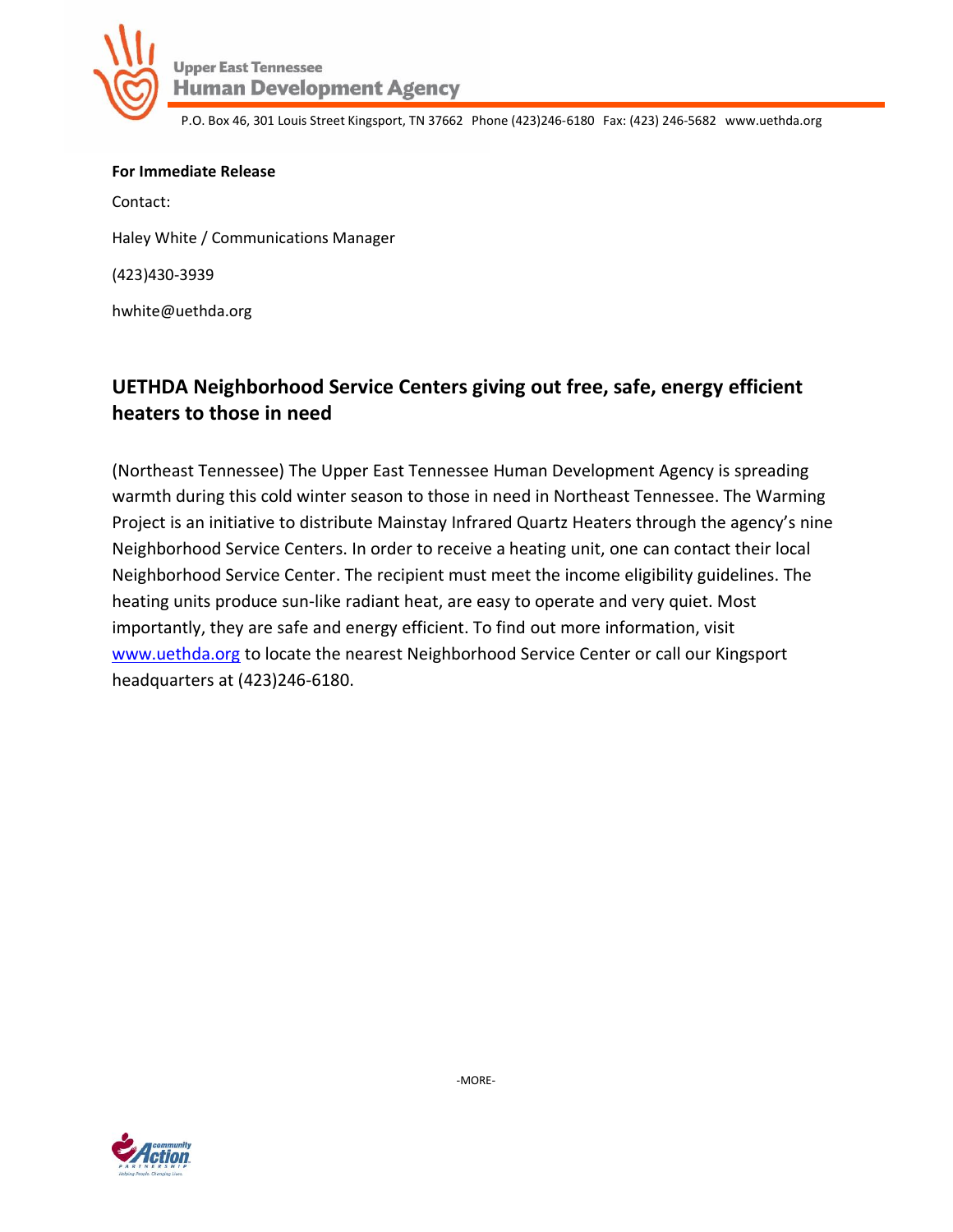Upper East Tennessee
**Human Development Agency**

P.O. Box 46, 301 Louis Street Kingsport, TN 37662 Phone (423)246-6180 Fax: (423) 246-5682 www.uethda.org

**For Immediate Release**

Contact:

Haley White / Communications Manager

(423)430-3939

hwhite@uethda.org

## UETHDA Neighborhood Service Centers giving out free, safe, energy efficient heaters to those in need

(Northeast Tennessee) The Upper East Tennessee Human Development Agency is spreading warmth during this cold winter season to those in need in Northeast Tennessee. The Warming Project is an initiative to distribute Mainstay Infrared Quartz Heaters through the agency's nine Neighborhood Service Centers. In order to receive a heating unit, one can contact their local Neighborhood Service Center. The recipient must meet the income eligibility guidelines. The heating units produce sun-like radiant heat, are easy to operate and very quiet. Most importantly, they are safe and energy efficient. To find out more information, visit www.uethda.org to locate the nearest Neighborhood Service Center or call our Kingsport headquarters at (423)246-6180.

-MORE-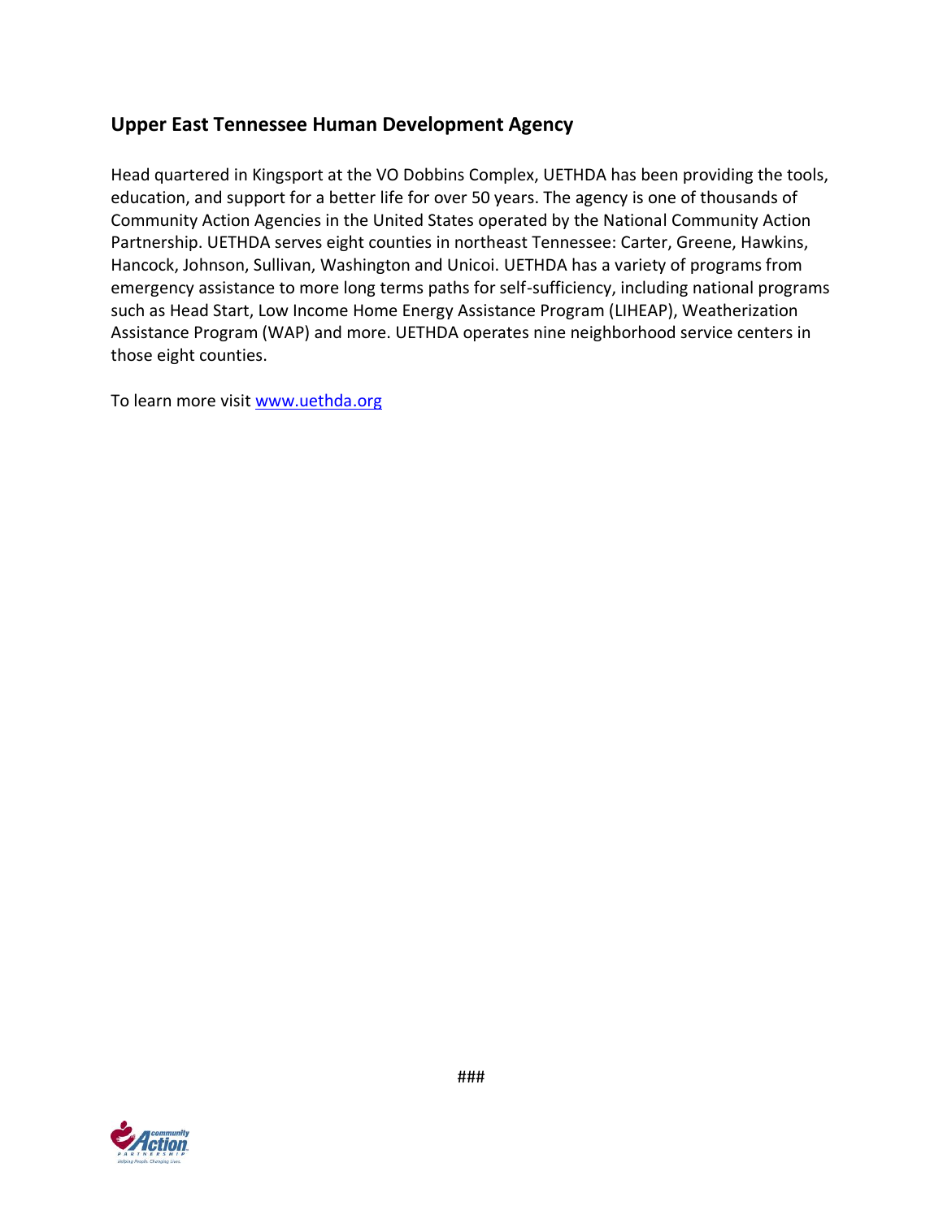## Upper East Tennessee Human Development Agency

Head quartered in Kingsport at the VO Dobbins Complex, UETHDA has been providing the tools, education, and support for a better life for over 50 years. The agency is one of thousands of Community Action Agencies in the United States operated by the National Community Action Partnership. UETHDA serves eight counties in northeast Tennessee: Carter, Greene, Hawkins, Hancock, Johnson, Sullivan, Washington and Unicoi. UETHDA has a variety of programs from emergency assistance to more long terms paths for self-sufficiency, including national programs such as Head Start, Low Income Home Energy Assistance Program (LIHEAP), Weatherization Assistance Program (WAP) and more. UETHDA operates nine neighborhood service centers in those eight counties.

To learn more visit [www.uethda.org](http://www.uethda.org)

###